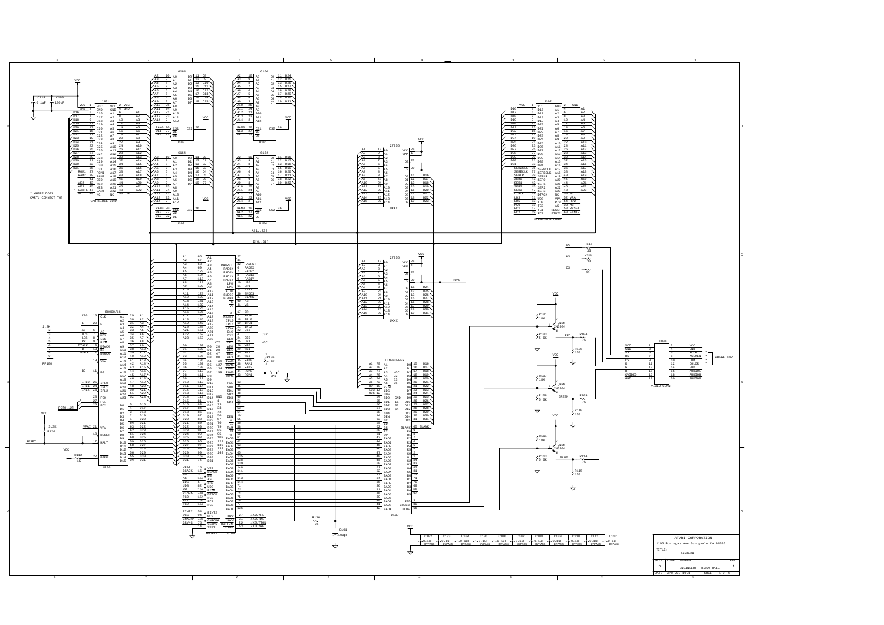**ATARI CORPORATION**

1196 Borregas Ave Sunnyvale CA 94086

| TITLE: | PANTHER | | |
|---|---|---|---|
| SIZE: D | CODE | NUMBER: | REV: A |
| | | ENGINEER: TRACY HALL | |
| DATE: APR 22, 1991 | | SHEET 1 OF 5 | |

* WHERE DOES CARTL CONNECT TO?

WHERE TO?

CARTRIDGE CONN

EXPANSION CONN

VIDEO CONN

LINEBUFFER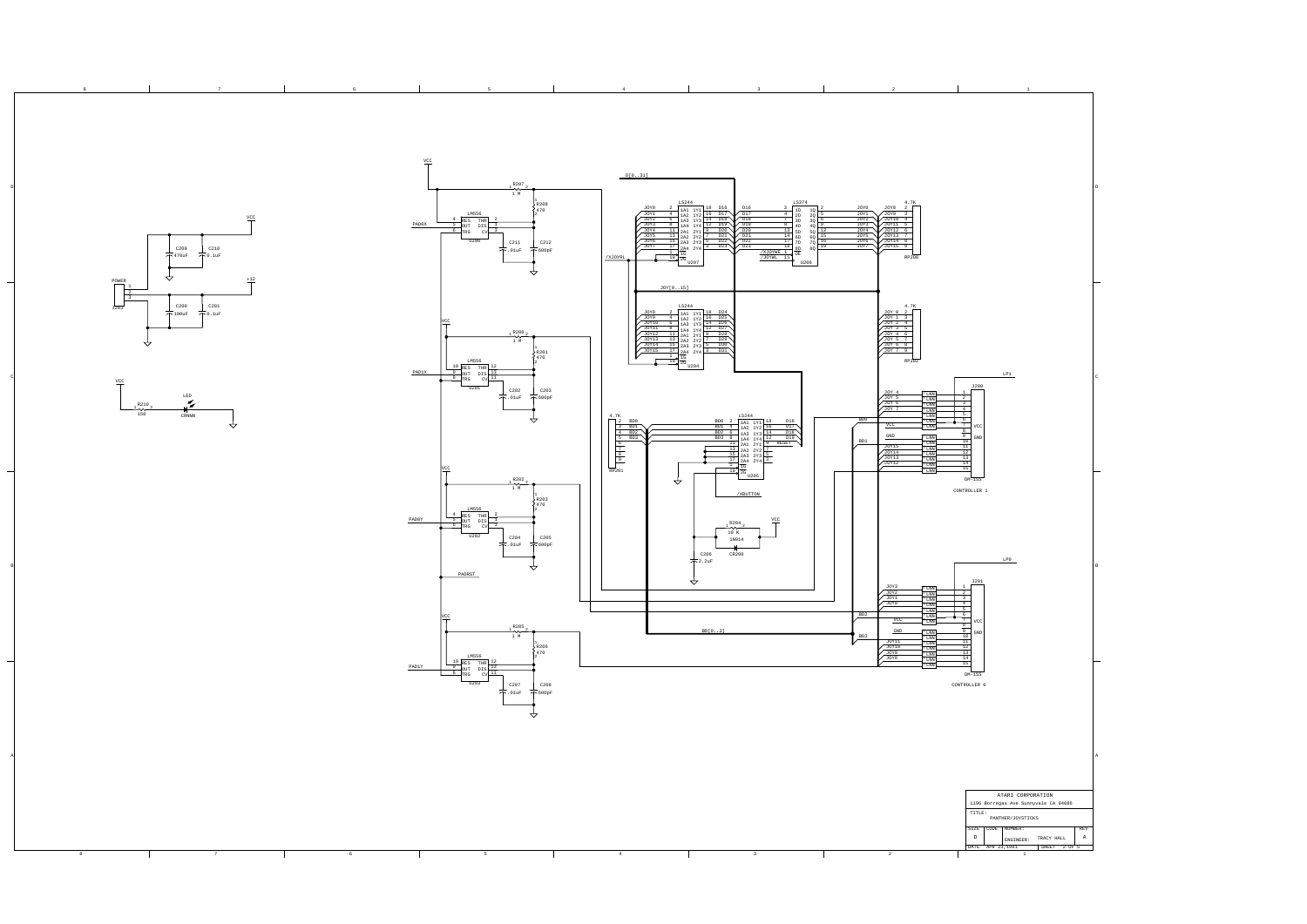| ATARI CORPORATION | | | |
|---|---|---|---|
| 1196 Borregas Ave Sunnyvale CA 94086 | | | |
| TITLE: PANTHER/JOYSTICKS | | | |
| SIZE: D | CODE | NUMBER: | REV: A |
| ENGINEER: TRACY HALL | | | |
| DATE: APR 23,1991 | | SHEET 2 OF 5 | |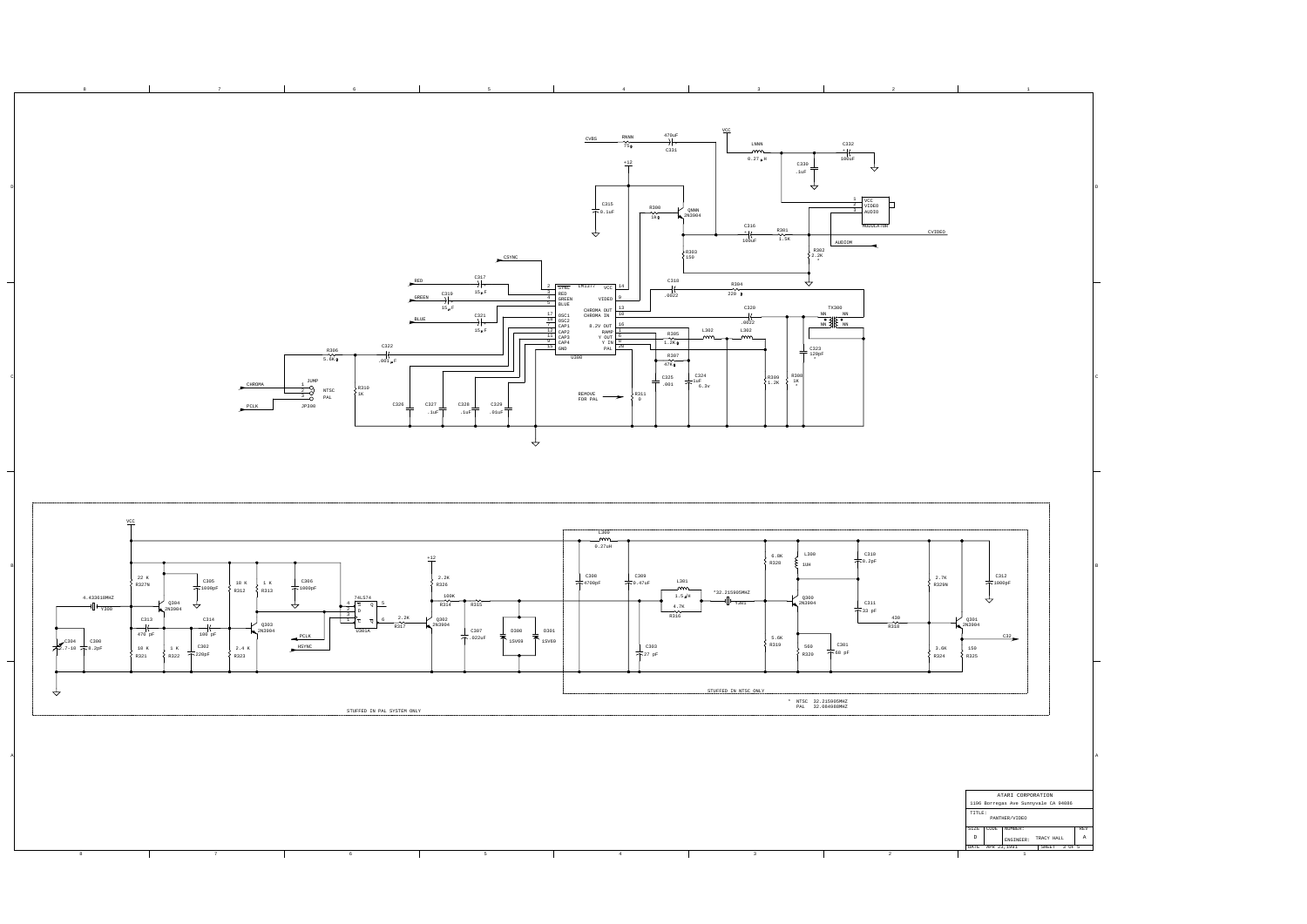STUFFED IN NTSC ONLY

STUFFED IN PAL SYSTEM ONLY

\* NTSC 32.215905MHZ
PAL 32.084988MHZ

| ATARI CORPORATION | | | |
|---|---|---|---|
| 1196 Borregas Ave Sunnyvale CA 94086 | | | |
| TITLE: PANTHER/VIDEO | | | |
| SIZE D | CODE | NUMBER: ENGINEER: TRACY HALL | REV A |
| DATE APR 23,1991 | | | SHEET 3 OF 5 |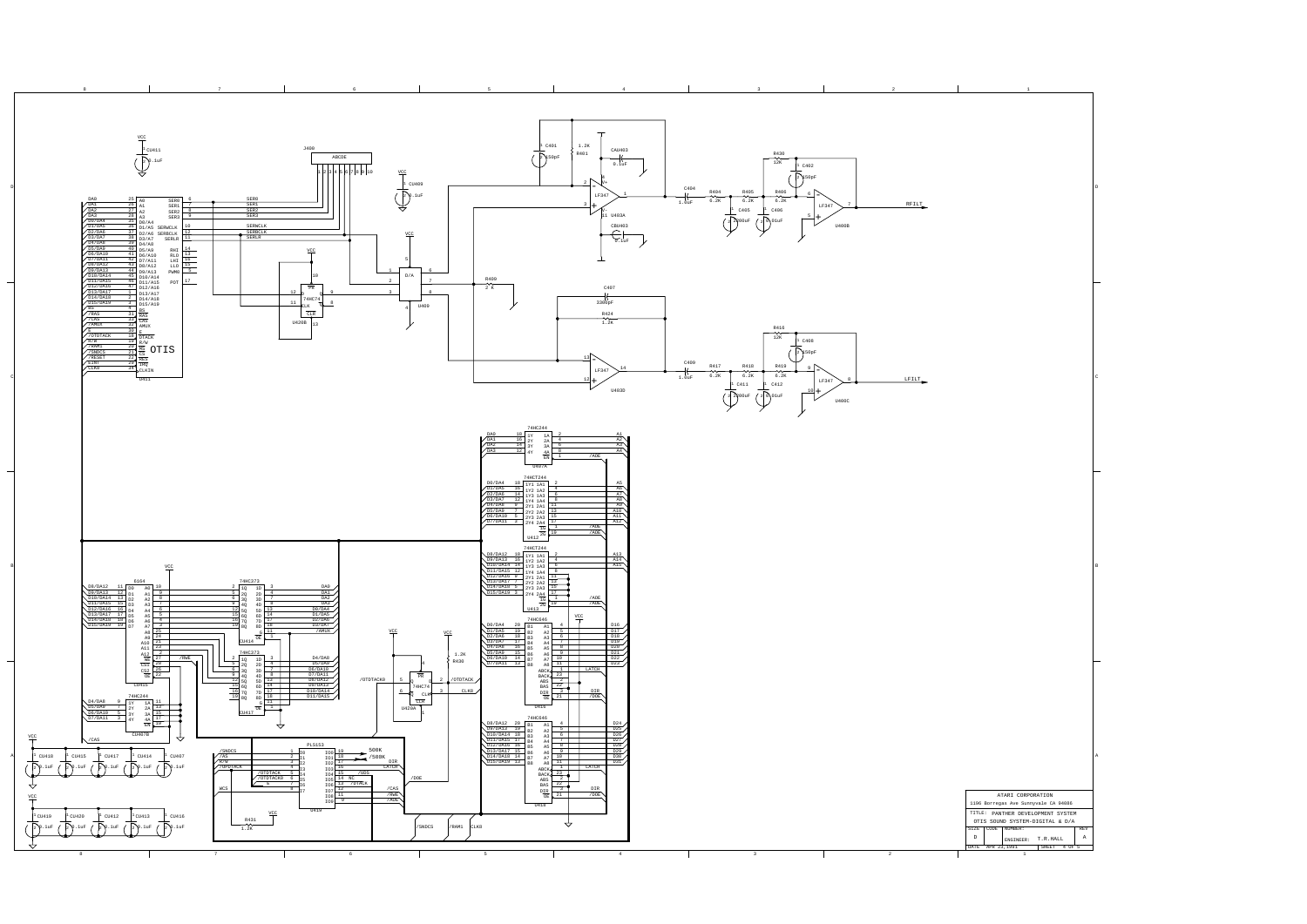| ATARI CORPORATION | | | |
|---|---|---|---|
| 1196 Borregas Ave Sunnyvale CA 94086 | | | |
| TITLE: PANTHER DEVELOPMENT SYSTEM | | | |
| OTIS SOUND SYSTEM-DIGITAL & D/A | | | |
| SIZE: D | CODE | NUMBER: | REV: A |
| | | ENGINEER: T.R.HALL | |
| DATE: APR 23,1991 | | | SHEET 4 OF 5 |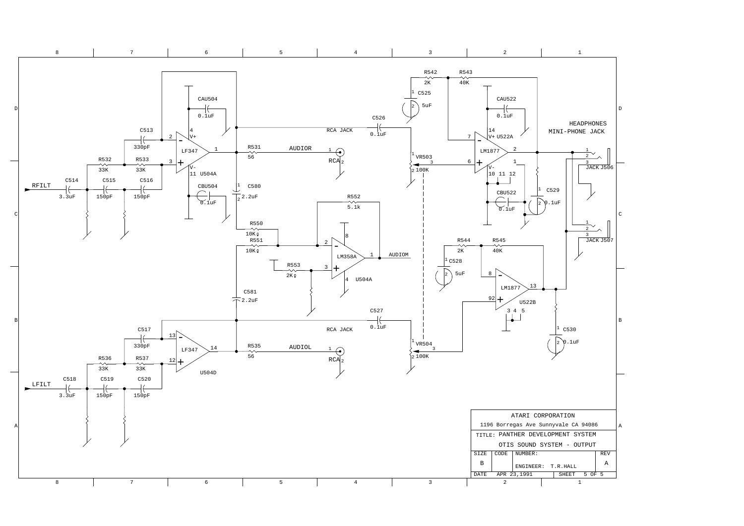8 7 6 5 4 3 2 1

D

C

B

A

R542
2K

R543
40K

C525
5uF

CAU504
0.1uF

CAU522
0.1uF

C526
0.1uF

HEADPHONES
MINI-PHONE JACK

C513
330pF

LF347

RCA JACK

U522A

LM1877

R531
56

AUDIOR

RCA

VR503
100K

JACK J506

R532
33K

R533
33K

U504A

C514
3.3uF

C515
150pF

C516
150pF

RFILT

CBU504
0.1uF

C580
2.2uF

CBU522
0.1uF

C529
0.1uF

R552
5.1k

R550
10K

R551
10K

JACK J507

R544
2K

R545
40K

LM358A

AUDIOM

C528
5uF

R553
2K

U504A

LM1877

U522B

C581
2.2uF

C527
0.1uF

C530
0.1uF

C517
330pF

RCA JACK

VR504
100K

LF347

R535
56

AUDIOL

RCA

R536
33K

R537
33K

U504D

C518
3.3uF

C519
150pF

C520
150pF

LFILT

| ATARI CORPORATION | | | |
| --- | --- | --- | --- |
| 1196 Borregas Ave Sunnyvale CA 94086 | | | |
| TITLE: PANTHER DEVELOPMENT SYSTEM | | | |
| OTIS SOUND SYSTEM - OUTPUT | | | |
| SIZE | CODE | NUMBER: | REV |
| B | | ENGINEER: T.R.HALL | A |
| DATE | APR 23,1991 | SHEET 5 OF 5 | |